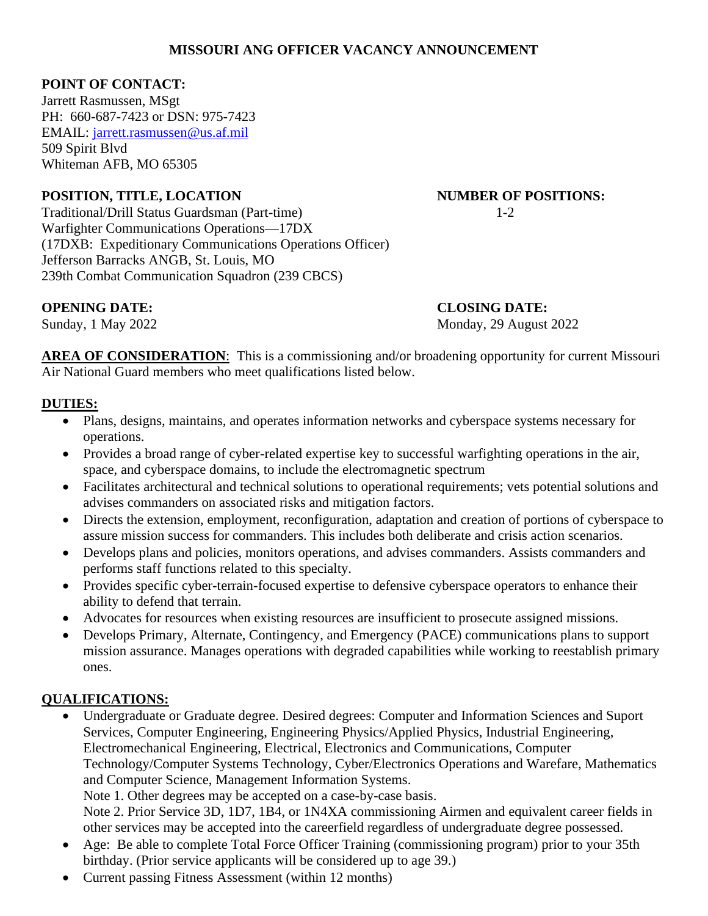# MISSOURI ANG OFFICER VACANCY ANNOUNCEMENT

**POINT OF CONTACT:**
Jarrett Rasmussen, MSgt
PH: 660-687-7423 or DSN: 975-7423
EMAIL: [jarrett.rasmussen@us.af.mil](mailto:jarrett.rasmussen@us.af.mil)
509 Spirit Blvd
Whiteman AFB, MO 65305

**POSITION, TITLE, LOCATION**
Traditional/Drill Status Guardsman (Part-time)
Warfighter Communications Operations—17DX
(17DXB: Expeditionary Communications Operations Officer)
Jefferson Barracks ANGB, St. Louis, MO
239th Combat Communication Squadron (239 CBCS)

**NUMBER OF POSITIONS:**
1-2

**OPENING DATE:**
Sunday, 1 May 2022

**CLOSING DATE:**
Monday, 29 August 2022

**AREA OF CONSIDERATION**: This is a commissioning and/or broadening opportunity for current Missouri Air National Guard members who meet qualifications listed below.

**DUTIES:**

- Plans, designs, maintains, and operates information networks and cyberspace systems necessary for operations.
- Provides a broad range of cyber-related expertise key to successful warfighting operations in the air, space, and cyberspace domains, to include the electromagnetic spectrum
- Facilitates architectural and technical solutions to operational requirements; vets potential solutions and advises commanders on associated risks and mitigation factors.
- Directs the extension, employment, reconfiguration, adaptation and creation of portions of cyberspace to assure mission success for commanders. This includes both deliberate and crisis action scenarios.
- Develops plans and policies, monitors operations, and advises commanders. Assists commanders and performs staff functions related to this specialty.
- Provides specific cyber-terrain-focused expertise to defensive cyberspace operators to enhance their ability to defend that terrain.
- Advocates for resources when existing resources are insufficient to prosecute assigned missions.
- Develops Primary, Alternate, Contingency, and Emergency (PACE) communications plans to support mission assurance. Manages operations with degraded capabilities while working to reestablish primary ones.

**QUALIFICATIONS:**

- Undergraduate or Graduate degree. Desired degrees: Computer and Information Sciences and Suport Services, Computer Engineering, Engineering Physics/Applied Physics, Industrial Engineering, Electromechanical Engineering, Electrical, Electronics and Communications, Computer Technology/Computer Systems Technology, Cyber/Electronics Operations and Warefare, Mathematics and Computer Science, Management Information Systems.
  Note 1. Other degrees may be accepted on a case-by-case basis.
  Note 2. Prior Service 3D, 1D7, 1B4, or 1N4XA commissioning Airmen and equivalent career fields in other services may be accepted into the careerfield regardless of undergraduate degree possessed.
- Age: Be able to complete Total Force Officer Training (commissioning program) prior to your 35th birthday. (Prior service applicants will be considered up to age 39.)
- Current passing Fitness Assessment (within 12 months)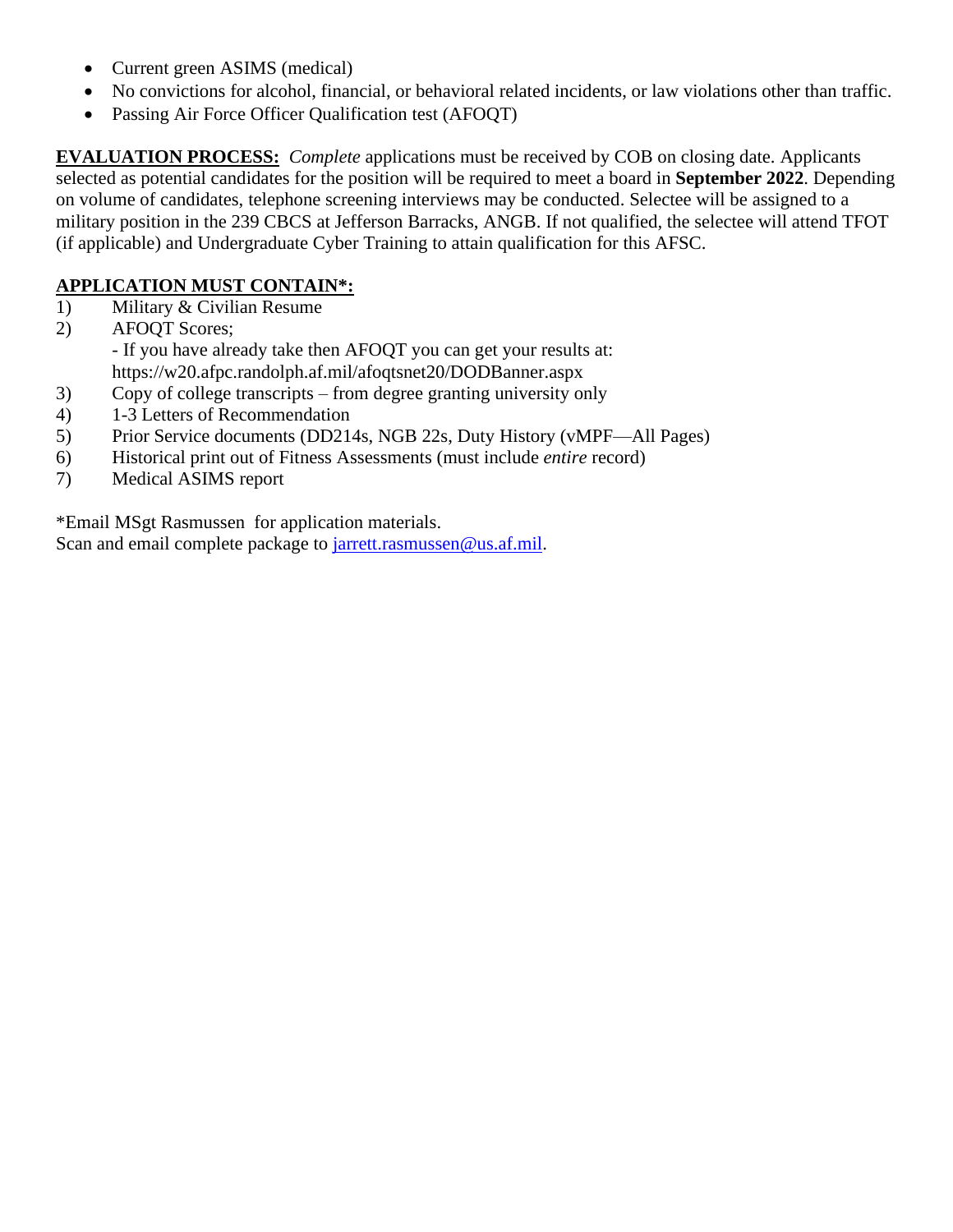- Current green ASIMS (medical)
- No convictions for alcohol, financial, or behavioral related incidents, or law violations other than traffic.
- Passing Air Force Officer Qualification test (AFOQT)

**EVALUATION PROCESS:** *Complete* applications must be received by COB on closing date. Applicants selected as potential candidates for the position will be required to meet a board in **September 2022**. Depending on volume of candidates, telephone screening interviews may be conducted. Selectee will be assigned to a military position in the 239 CBCS at Jefferson Barracks, ANGB. If not qualified, the selectee will attend TFOT (if applicable) and Undergraduate Cyber Training to attain qualification for this AFSC.

**APPLICATION MUST CONTAIN*:**

1) Military & Civilian Resume
2) AFOQT Scores;
   - If you have already take then AFOQT you can get your results at: https://w20.afpc.randolph.af.mil/afoqtsnet20/DODBanner.aspx
3) Copy of college transcripts – from degree granting university only
4) 1-3 Letters of Recommendation
5) Prior Service documents (DD214s, NGB 22s, Duty History (vMPF—All Pages)
6) Historical print out of Fitness Assessments (must include *entire* record)
7) Medical ASIMS report

*Email MSgt Rasmussen for application materials.
Scan and email complete package to [jarrett.rasmussen@us.af.mil](mailto:jarrett.rasmussen@us.af.mil).